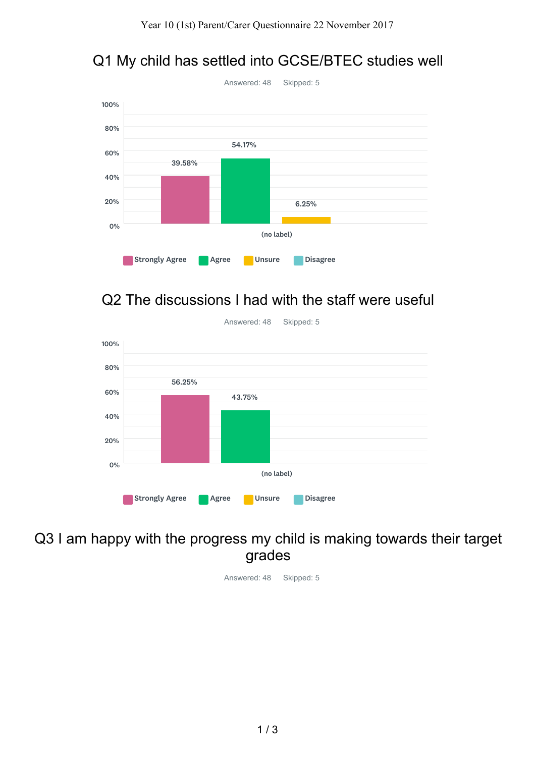# Year 10 (1st) Parent/Carer Questionnaire 22 November 2017

## Q1 My child has settled into GCSE/BTEC studies well

Answered: 48 Skipped: 5

| | Strongly Agree | Agree | Unsure | Disagree |
|---|---|---|---|---|
| (no label) | 39.58% | 54.17% | 6.25% | |

## Q2 The discussions I had with the staff were useful

Answered: 48 Skipped: 5

| | Strongly Agree | Agree | Unsure | Disagree |
|---|---|---|---|---|
| (no label) | 56.25% | 43.75% | | |

## Q3 I am happy with the progress my child is making towards their target grades

Answered: 48 Skipped: 5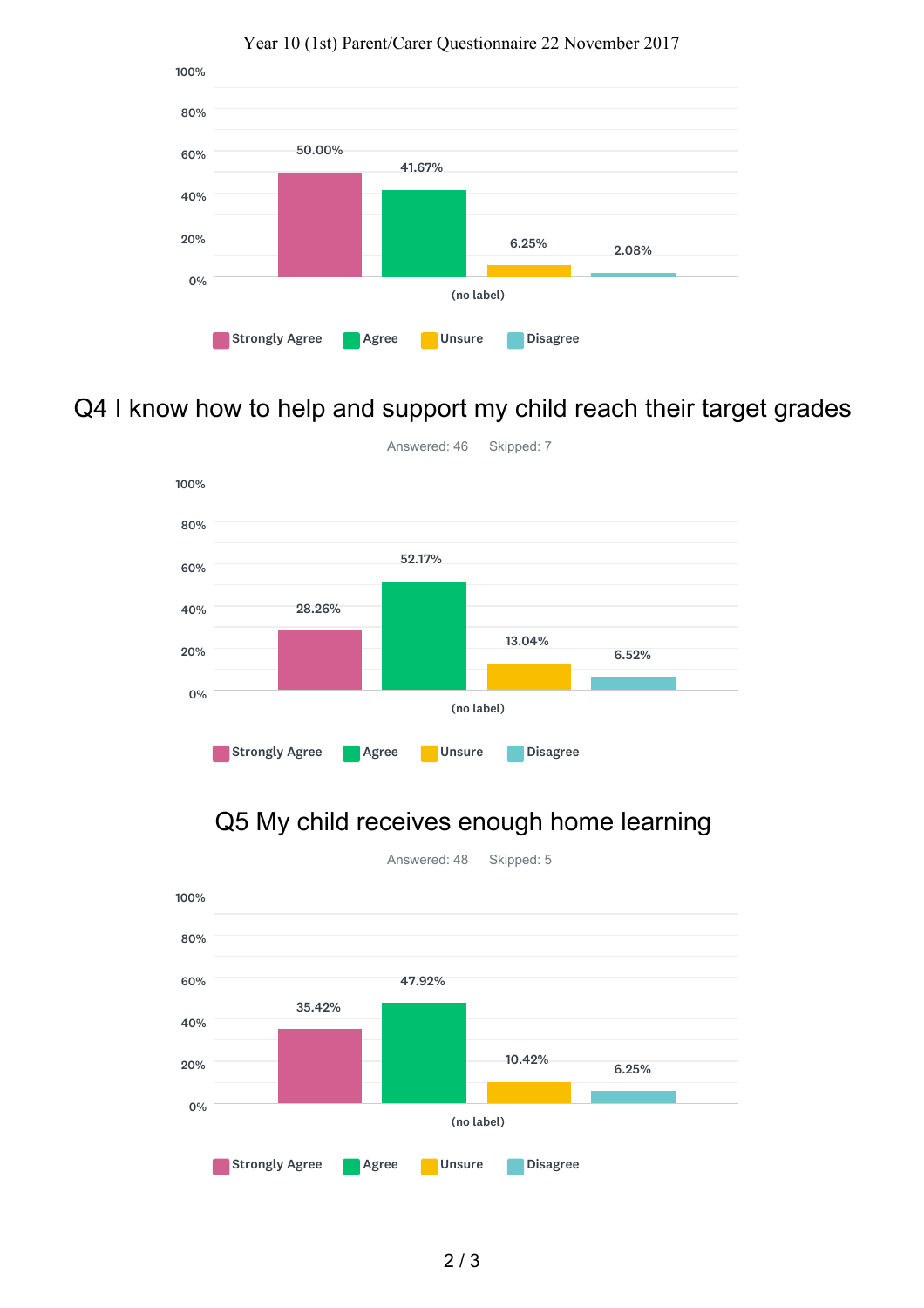Year 10 (1st) Parent/Carer Questionnaire 22 November 2017

| | Strongly Agree | Agree | Unsure | Disagree |
|---|---|---|---|---|
| (no label) | 50.00% | 41.67% | 6.25% | 2.08% |

## Q4 I know how to help and support my child reach their target grades

Answered: 46 Skipped: 7

| | Strongly Agree | Agree | Unsure | Disagree |
|---|---|---|---|---|
| (no label) | 28.26% | 52.17% | 13.04% | 6.52% |

## Q5 My child receives enough home learning

Answered: 48 Skipped: 5

| | Strongly Agree | Agree | Unsure | Disagree |
|---|---|---|---|---|
| (no label) | 35.42% | 47.92% | 10.42% | 6.25% |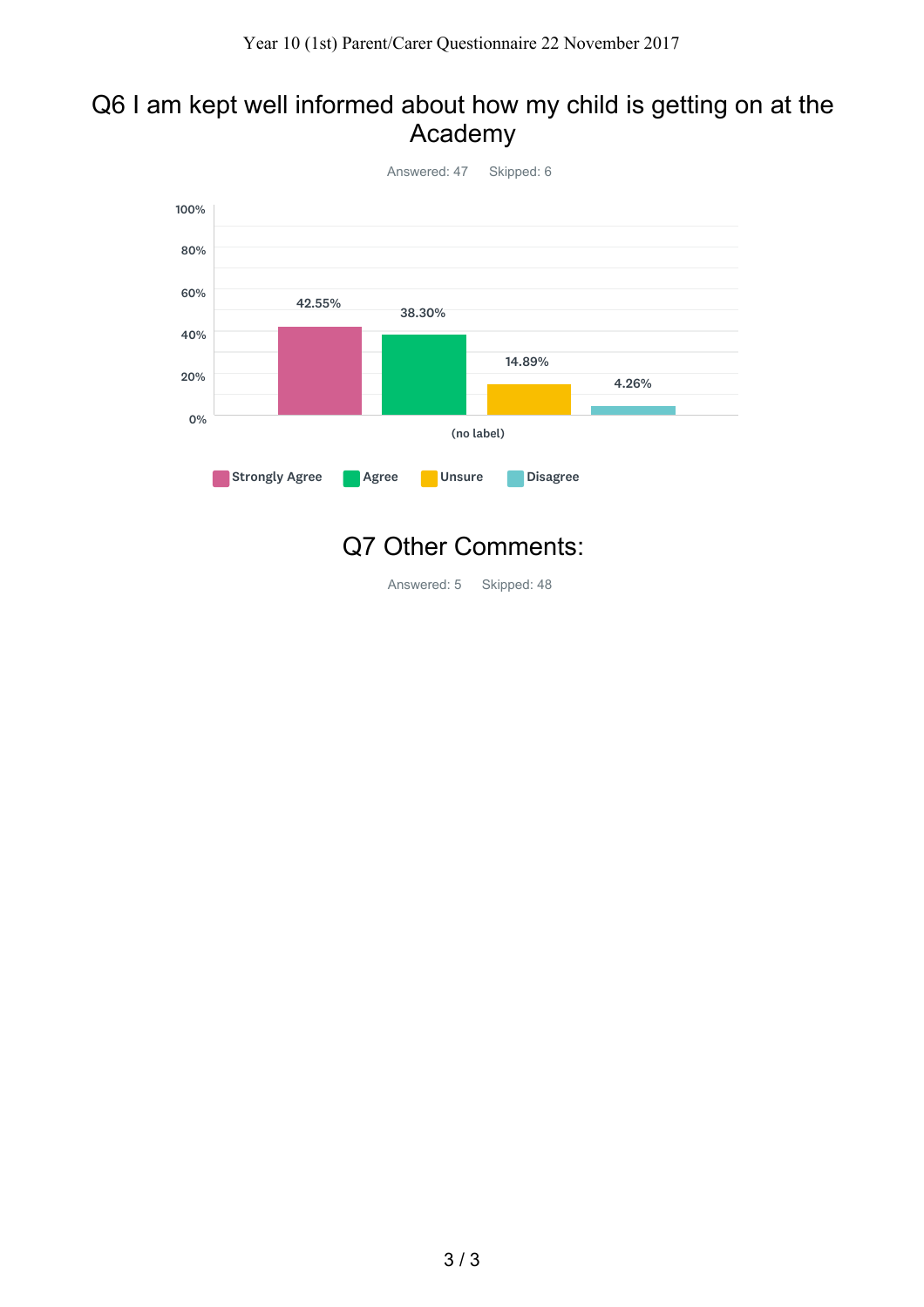## Q6 I am kept well informed about how my child is getting on at the Academy

Answered: 47 Skipped: 6

100%
80%
60%
40%
20%
0%

42.55%
38.30%
14.89%
4.26%

(no label)

Strongly Agree
Agree
Unsure
Disagree

## Q7 Other Comments:

Answered: 5 Skipped: 48